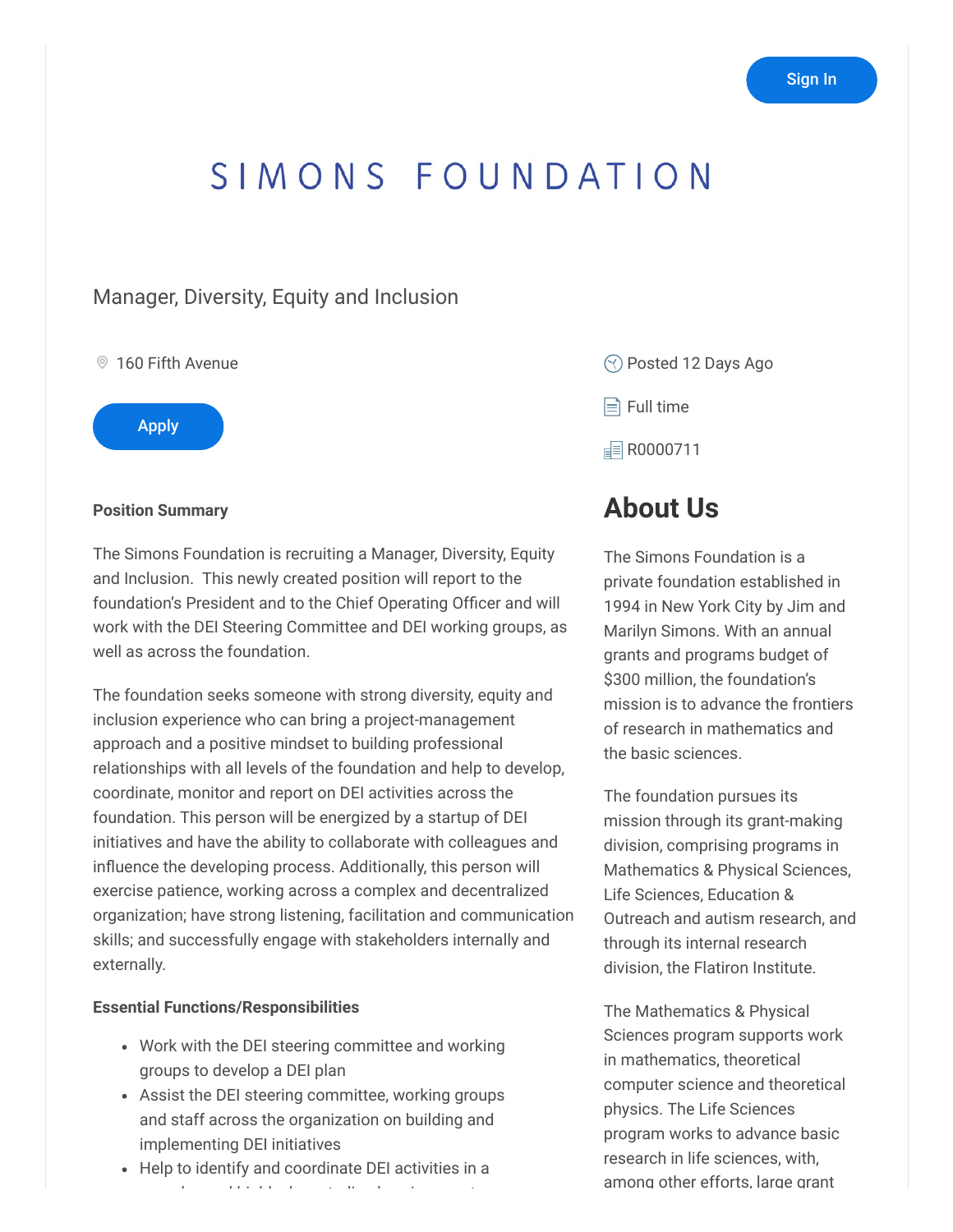Sign In

# SIMONS FOUNDATION

## Manager, Diversity, Equity and Inclusion

160 Fifth Avenue

Apply

Posted 12 Days Ago

Full time

R0000711

**Position Summary**

The Simons Foundation is recruiting a Manager, Diversity, Equity and Inclusion. This newly created position will report to the foundation's President and to the Chief Operating Officer and will work with the DEI Steering Committee and DEI working groups, as well as across the foundation.

The foundation seeks someone with strong diversity, equity and inclusion experience who can bring a project-management approach and a positive mindset to building professional relationships with all levels of the foundation and help to develop, coordinate, monitor and report on DEI activities across the foundation. This person will be energized by a startup of DEI initiatives and have the ability to collaborate with colleagues and influence the developing process. Additionally, this person will exercise patience, working across a complex and decentralized organization; have strong listening, facilitation and communication skills; and successfully engage with stakeholders internally and externally.

**Essential Functions/Responsibilities**

- Work with the DEI steering committee and working groups to develop a DEI plan
- Assist the DEI steering committee, working groups and staff across the organization on building and implementing DEI initiatives
- Help to identify and coordinate DEI activities in a

## About Us

The Simons Foundation is a private foundation established in 1994 in New York City by Jim and Marilyn Simons. With an annual grants and programs budget of $300 million, the foundation's mission is to advance the frontiers of research in mathematics and the basic sciences.

The foundation pursues its mission through its grant-making division, comprising programs in Mathematics & Physical Sciences, Life Sciences, Education & Outreach and autism research, and through its internal research division, the Flatiron Institute.

The Mathematics & Physical Sciences program supports work in mathematics, theoretical computer science and theoretical physics. The Life Sciences program works to advance basic research in life sciences, with, among other efforts, large grant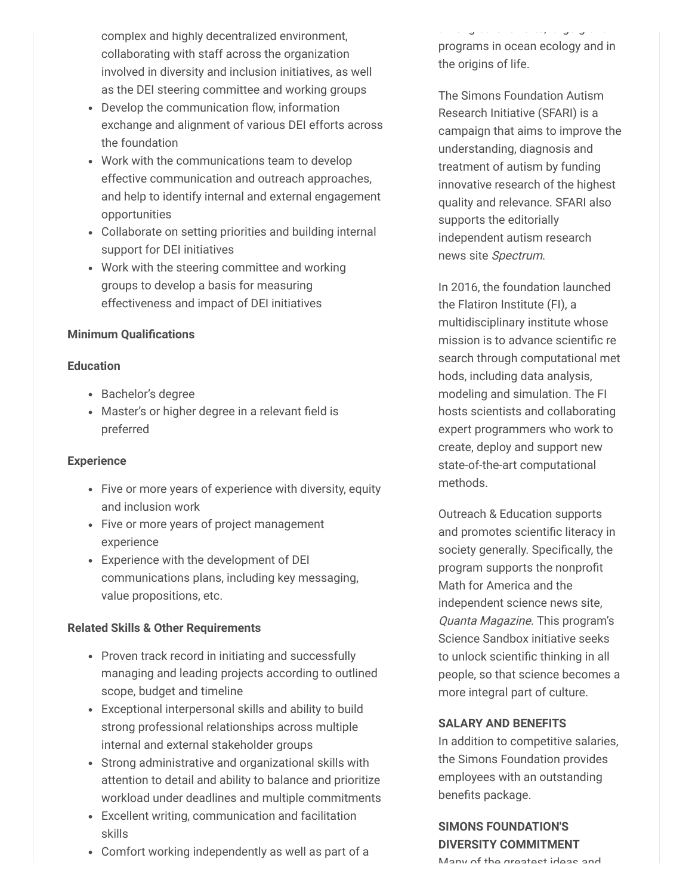complex and highly decentralized environment, collaborating with staff across the organization involved in diversity and inclusion initiatives, as well as the DEI steering committee and working groups

- Develop the communication flow, information exchange and alignment of various DEI efforts across the foundation
- Work with the communications team to develop effective communication and outreach approaches, and help to identify internal and external engagement opportunities
- Collaborate on setting priorities and building internal support for DEI initiatives
- Work with the steering committee and working groups to develop a basis for measuring effectiveness and impact of DEI initiatives

**Minimum Qualifications**

**Education**

- Bachelor's degree
- Master's or higher degree in a relevant field is preferred

**Experience**

- Five or more years of experience with diversity, equity and inclusion work
- Five or more years of project management experience
- Experience with the development of DEI communications plans, including key messaging, value propositions, etc.

**Related Skills & Other Requirements**

- Proven track record in initiating and successfully managing and leading projects according to outlined scope, budget and timeline
- Exceptional interpersonal skills and ability to build strong professional relationships across multiple internal and external stakeholder groups
- Strong administrative and organizational skills with attention to detail and ability to balance and prioritize workload under deadlines and multiple commitments
- Excellent writing, communication and facilitation skills
- Comfort working independently as well as part of a

programs in ocean ecology and in the origins of life.

The Simons Foundation Autism Research Initiative (SFARI) is a campaign that aims to improve the understanding, diagnosis and treatment of autism by funding innovative research of the highest quality and relevance. SFARI also supports the editorially independent autism research news site *Spectrum*.

In 2016, the foundation launched the Flatiron Institute (FI), a multidisciplinary institute whose mission is to advance scientific re search through computational met hods, including data analysis, modeling and simulation. The FI hosts scientists and collaborating expert programmers who work to create, deploy and support new state-of-the-art computational methods.

Outreach & Education supports and promotes scientific literacy in society generally. Specifically, the program supports the nonprofit Math for America and the independent science news site, *Quanta Magazine*. This program's Science Sandbox initiative seeks to unlock scientific thinking in all people, so that science becomes a more integral part of culture.

**SALARY AND BENEFITS**

In addition to competitive salaries, the Simons Foundation provides employees with an outstanding benefits package.

**SIMONS FOUNDATION'S DIVERSITY COMMITMENT**

Many of the greatest ideas and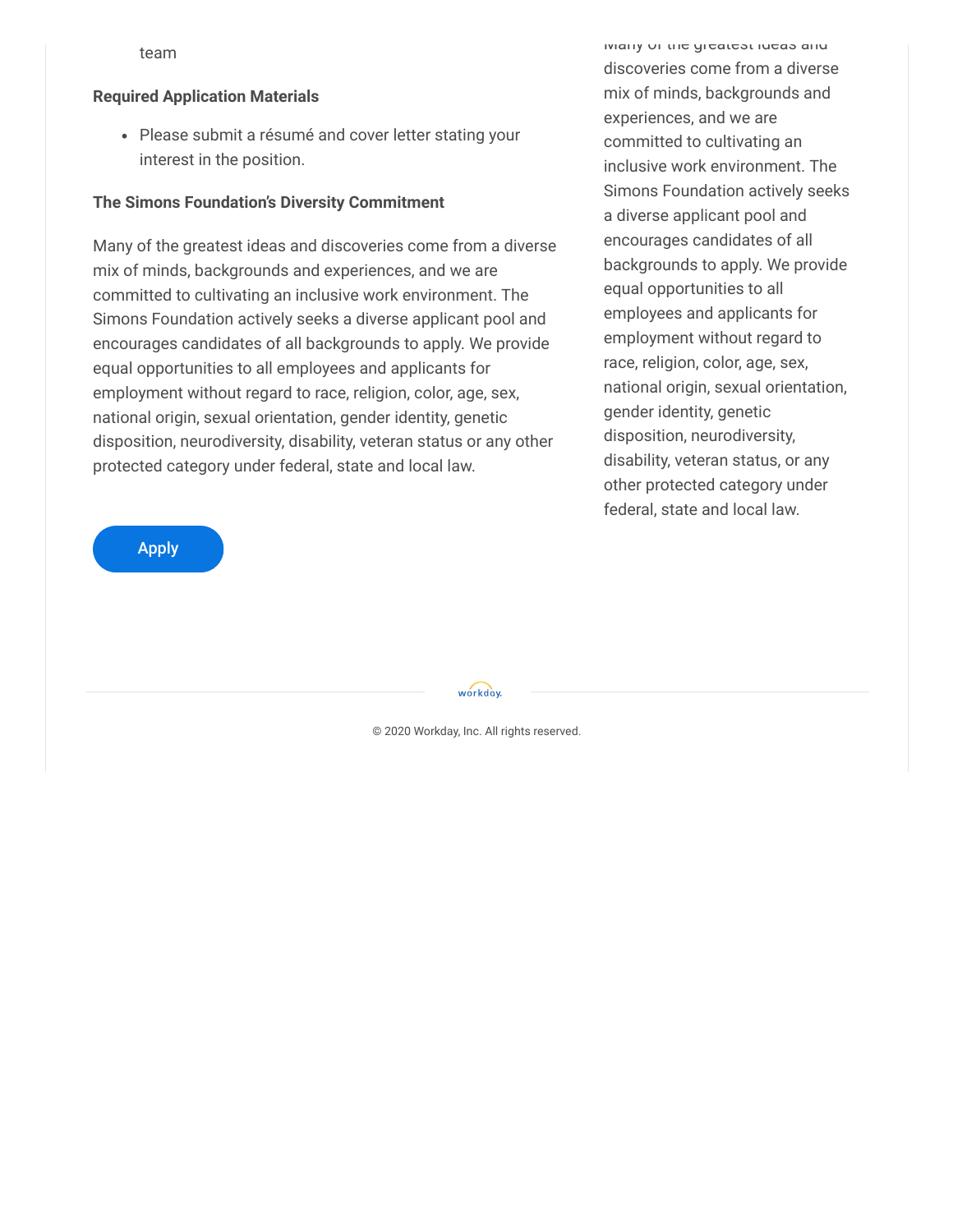team

**Required Application Materials**

- Please submit a résumé and cover letter stating your interest in the position.

**The Simons Foundation's Diversity Commitment**

Many of the greatest ideas and discoveries come from a diverse mix of minds, backgrounds and experiences, and we are committed to cultivating an inclusive work environment. The Simons Foundation actively seeks a diverse applicant pool and encourages candidates of all backgrounds to apply. We provide equal opportunities to all employees and applicants for employment without regard to race, religion, color, age, sex, national origin, sexual orientation, gender identity, genetic disposition, neurodiversity, disability, veteran status or any other protected category under federal, state and local law.

Apply

Many of the greatest ideas and discoveries come from a diverse mix of minds, backgrounds and experiences, and we are committed to cultivating an inclusive work environment. The Simons Foundation actively seeks a diverse applicant pool and encourages candidates of all backgrounds to apply. We provide equal opportunities to all employees and applicants for employment without regard to race, religion, color, age, sex, national origin, sexual orientation, gender identity, genetic disposition, neurodiversity, disability, veteran status, or any other protected category under federal, state and local law.

workday.

© 2020 Workday, Inc. All rights reserved.